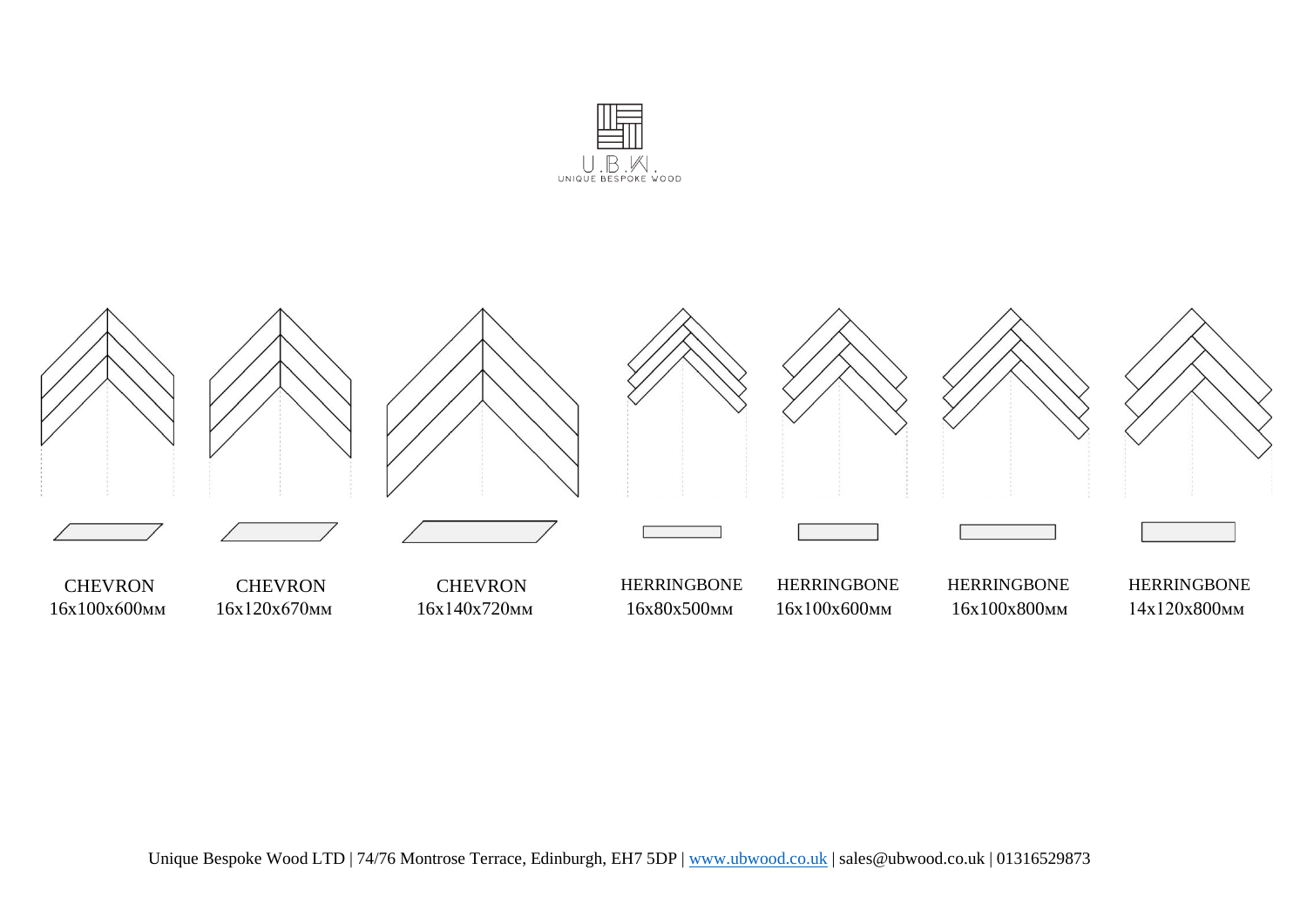U.B.W.
UNIQUE BESPOKE WOOD

CHEVRON
16x100x600мм

CHEVRON
16x120x670мм

CHEVRON
16x140x720мм

HERRINGBONE
16x80x500мм

HERRINGBONE
16x100x600мм

HERRINGBONE
16x100x800мм

HERRINGBONE
14x120x800мм

Unique Bespoke Wood LTD | 74/76 Montrose Terrace, Edinburgh, EH7 5DP | [www.ubwood.co.uk](http://www.ubwood.co.uk) | sales@ubwood.co.uk | 01316529873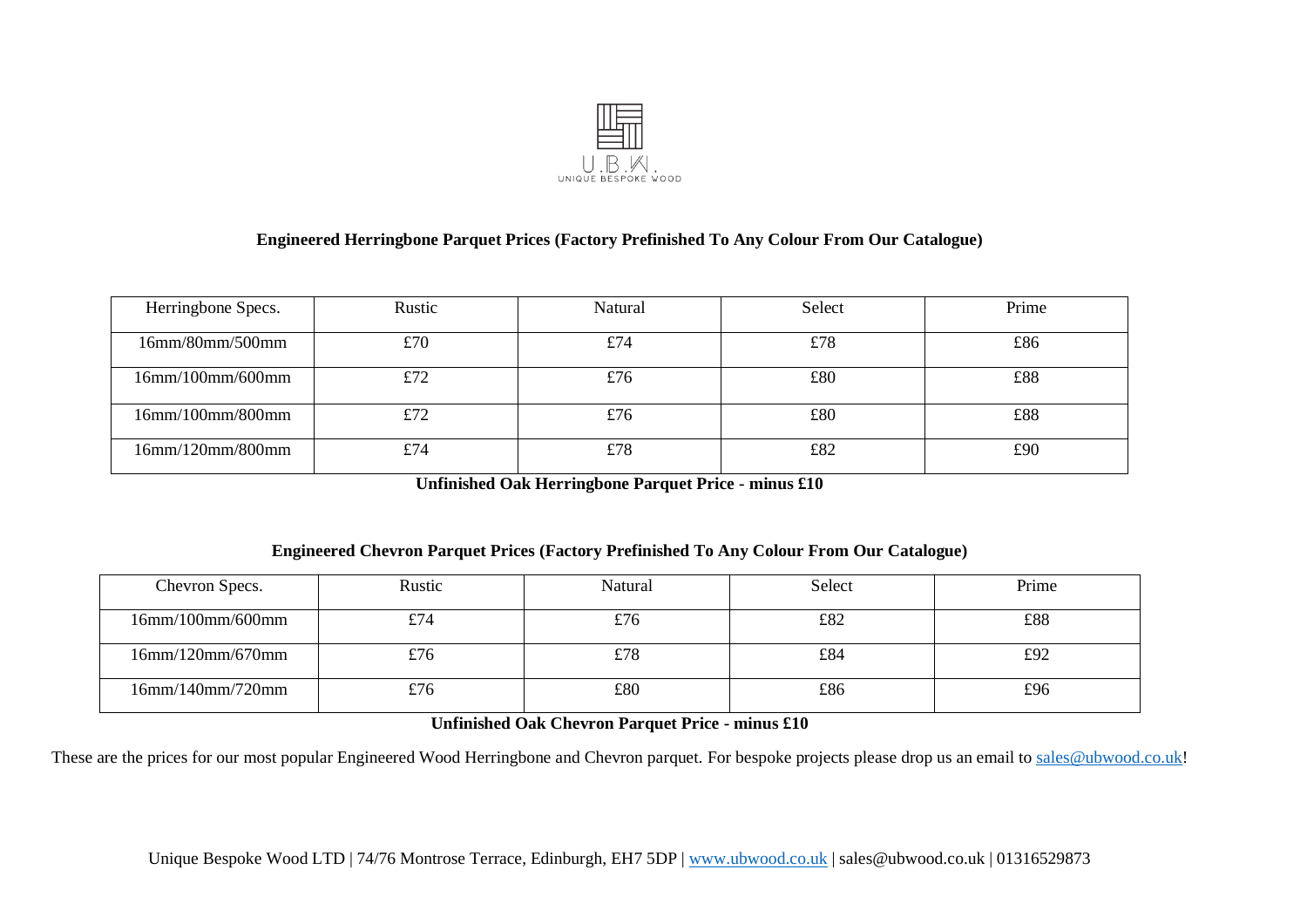U.B.W.
UNIQUE BESPOKE WOOD

**Engineered Herringbone Parquet Prices (Factory Prefinished To Any Colour From Our Catalogue)**

| Herringbone Specs. | Rustic | Natural | Select | Prime |
|---|---|---|---|---|
| 16mm/80mm/500mm | £70 | £74 | £78 | £86 |
| 16mm/100mm/600mm | £72 | £76 | £80 | £88 |
| 16mm/100mm/800mm | £72 | £76 | £80 | £88 |
| 16mm/120mm/800mm | £74 | £78 | £82 | £90 |

**Unfinished Oak Herringbone Parquet Price - minus £10**

**Engineered Chevron Parquet Prices (Factory Prefinished To Any Colour From Our Catalogue)**

| Chevron Specs. | Rustic | Natural | Select | Prime |
|---|---|---|---|---|
| 16mm/100mm/600mm | £74 | £76 | £82 | £88 |
| 16mm/120mm/670mm | £76 | £78 | £84 | £92 |
| 16mm/140mm/720mm | £76 | £80 | £86 | £96 |

**Unfinished Oak Chevron Parquet Price - minus £10**

These are the prices for our most popular Engineered Wood Herringbone and Chevron parquet. For bespoke projects please drop us an email to [sales@ubwood.co.uk](mailto:sales@ubwood.co.uk)!

Unique Bespoke Wood LTD | 74/76 Montrose Terrace, Edinburgh, EH7 5DP | [www.ubwood.co.uk](http://www.ubwood.co.uk) | sales@ubwood.co.uk | 01316529873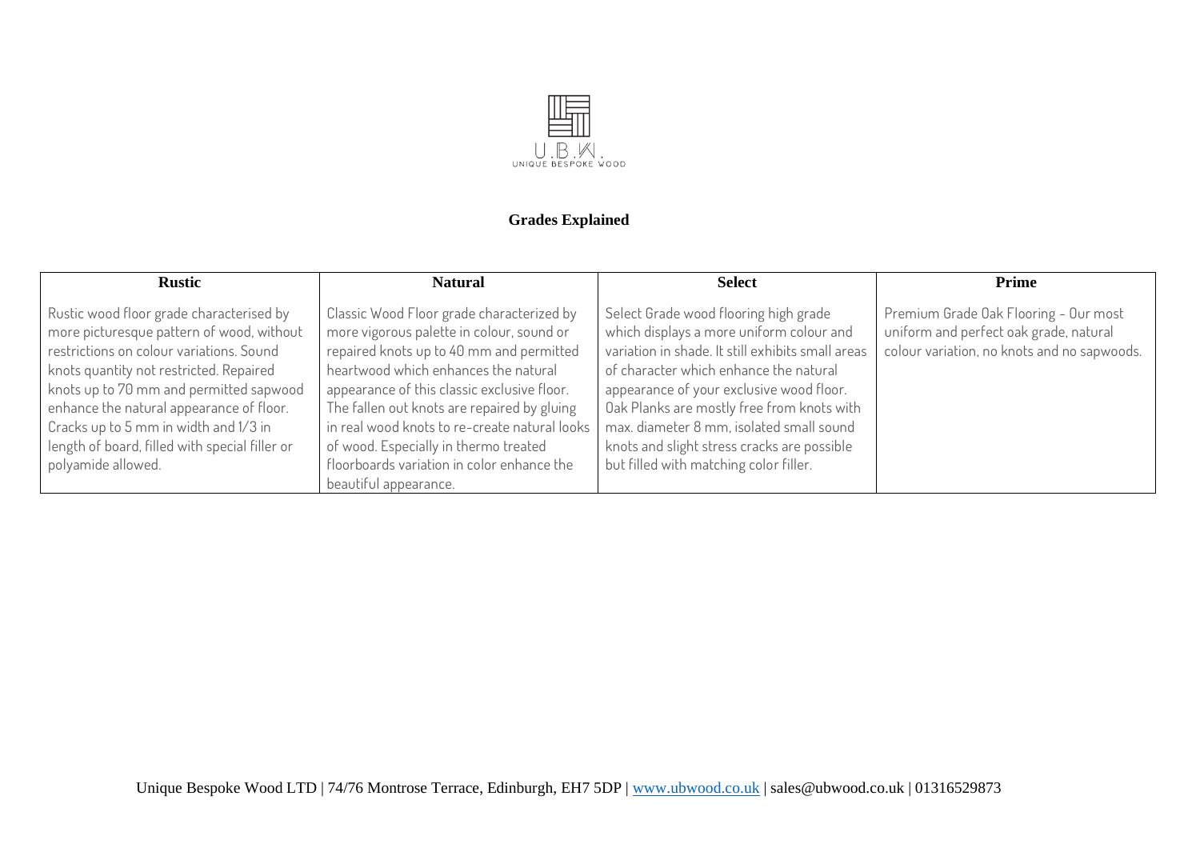## Grades Explained

| Rustic | Natural | Select | Prime |
|---|---|---|---|
| Rustic wood floor grade characterised by more picturesque pattern of wood, without restrictions on colour variations. Sound knots quantity not restricted. Repaired knots up to 70 mm and permitted sapwood enhance the natural appearance of floor. Cracks up to 5 mm in width and 1/3 in length of board, filled with special filler or polyamide allowed. | Classic Wood Floor grade characterized by more vigorous palette in colour, sound or repaired knots up to 40 mm and permitted heartwood which enhances the natural appearance of this classic exclusive floor. The fallen out knots are repaired by gluing in real wood knots to re-create natural looks of wood. Especially in thermo treated floorboards variation in color enhance the beautiful appearance. | Select Grade wood flooring high grade which displays a more uniform colour and variation in shade. It still exhibits small areas of character which enhance the natural appearance of your exclusive wood floor. Oak Planks are mostly free from knots with max. diameter 8 mm, isolated small sound knots and slight stress cracks are possible but filled with matching color filler. | Premium Grade Oak Flooring - Our most uniform and perfect oak grade, natural colour variation, no knots and no sapwoods. |